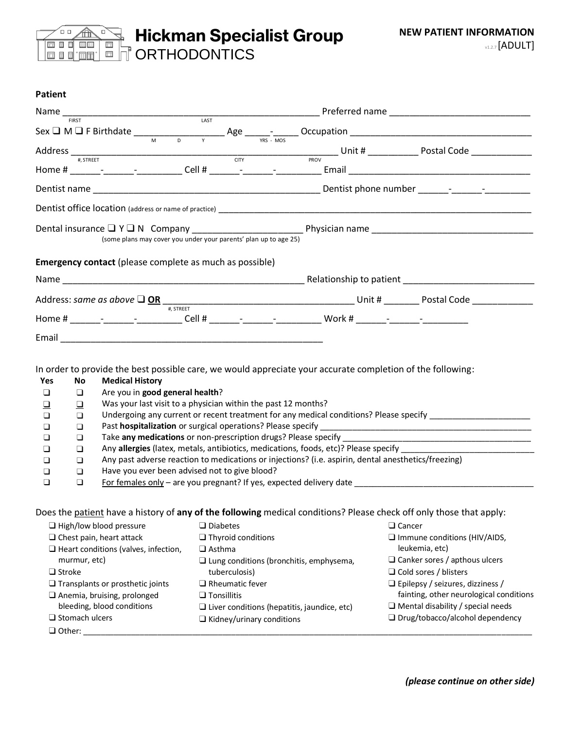# Hickman Specialist Group
ORTHODONTICS

**NEW PATIENT INFORMATION**
v1.2.7 [ADULT]

**Patient**

Name ______________________________________________ Preferred name ___________________________
FIRST LAST

Sex ❑ M ❑ F Birthdate _________________ Age _____-_____ Occupation ___________________________________
M D Y YRS - MOS

Address ___________________________________________________ Unit # _________ Postal Code ____________
#, STREET CITY PROV

Home # ______-______-_________ Cell # ______-______-_________ Email ____________________________________

Dentist name ___________________________________________ Dentist phone number ______-______-_________

Dentist office location (address or name of practice) ______________________________________________________________

Dental insurance ❑ Y ❑ N Company _____________________ Physician name ________________________________
(some plans may cover you under your parents' plan up to age 25)

**Emergency contact** (please complete as much as possible)

Name _______________________________________________ Relationship to patient _________________________

Address: *same as above* ❑ **OR** ____________________________________ Unit # _______ Postal Code ___________
#, STREET

Home # ______-______-_________ Cell # ______-______-_________ Work # ______-______-_________

Email ___________________________________________________

In order to provide the best possible care, we would appreciate your accurate completion of the following:

| Yes | No | Medical History |
|---|---|---|
| ❑ | ❑ | Are you in **good general health**? |
| ❑ | ❑ | Was your last visit to a physician within the past 12 months? |
| ❑ | ❑ | Undergoing any current or recent treatment for any medical conditions? Please specify _____________________ |
| ❑ | ❑ | Past **hospitalization** or surgical operations? Please specify _____________________ |
| ❑ | ❑ | Take **any medications** or non-prescription drugs? Please specify _____________________ |
| ❑ | ❑ | Any **allergies** (latex, metals, antibiotics, medications, foods, etc)? Please specify _____________________ |
| ❑ | ❑ | Any past adverse reaction to medications or injections? (i.e. aspirin, dental anesthetics/freezing) |
| ❑ | ❑ | Have you ever been advised not to give blood? |
| ❑ | ❑ | For females only – are you pregnant? If yes, expected delivery date _____________________ |

Does the patient have a history of **any of the following** medical conditions? Please check off only those that apply:

- ❑ High/low blood pressure
- ❑ Chest pain, heart attack
- ❑ Heart conditions (valves, infection, murmur, etc)
- ❑ Stroke
- ❑ Transplants or prosthetic joints
- ❑ Anemia, bruising, prolonged bleeding, blood conditions
- ❑ Stomach ulcers
- ❑ Diabetes
- ❑ Thyroid conditions
- ❑ Asthma
- ❑ Lung conditions (bronchitis, emphysema, tuberculosis)
- ❑ Rheumatic fever
- ❑ Tonsillitis
- ❑ Liver conditions (hepatitis, jaundice, etc)
- ❑ Kidney/urinary conditions
- ❑ Cancer
- ❑ Immune conditions (HIV/AIDS, leukemia, etc)
- ❑ Canker sores / apthous ulcers
- ❑ Cold sores / blisters
- ❑ Epilepsy / seizures, dizziness / fainting, other neurological conditions
- ❑ Mental disability / special needs
- ❑ Drug/tobacco/alcohol dependency
- ❑ Other: ______________________________________________________________________________

***(please continue on other side)***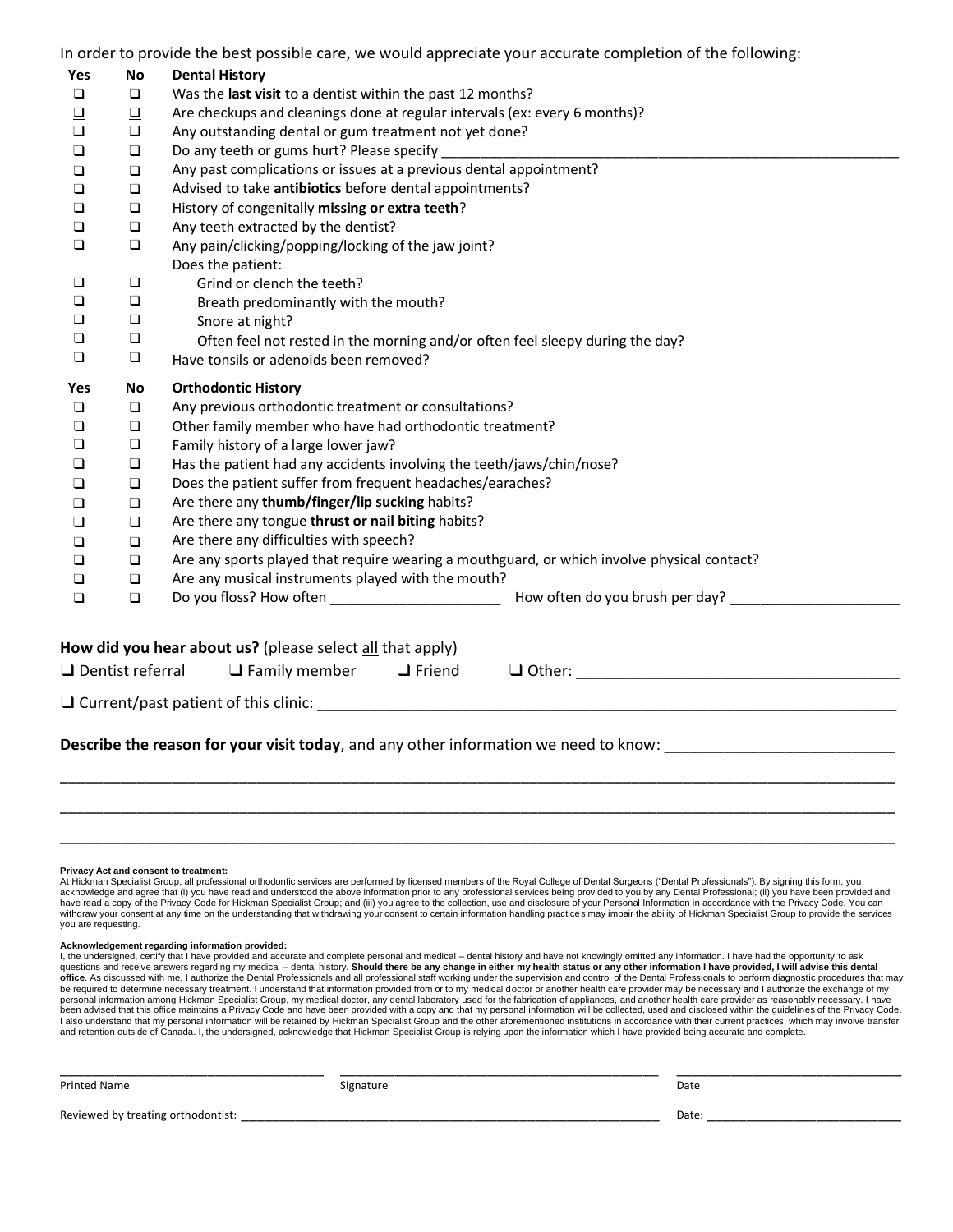In order to provide the best possible care, we would appreciate your accurate completion of the following:

| Yes | No | Dental History |
|---|---|---|
| ❑ | ❑ | Was the **last visit** to a dentist within the past 12 months? |
| ❑ | ❑ | Are checkups and cleanings done at regular intervals (ex: every 6 months)? |
| ❑ | ❑ | Any outstanding dental or gum treatment not yet done? |
| ❑ | ❑ | Do any teeth or gums hurt? Please specify ______________________________ |
| ❑ | ❑ | Any past complications or issues at a previous dental appointment? |
| ❑ | ❑ | Advised to take **antibiotics** before dental appointments? |
| ❑ | ❑ | History of congenitally **missing or extra teeth**? |
| ❑ | ❑ | Any teeth extracted by the dentist? |
| ❑ | ❑ | Any pain/clicking/popping/locking of the jaw joint? |
| | | Does the patient: |
| ❑ | ❑ | Grind or clench the teeth? |
| ❑ | ❑ | Breath predominantly with the mouth? |
| ❑ | ❑ | Snore at night? |
| ❑ | ❑ | Often feel not rested in the morning and/or often feel sleepy during the day? |
| ❑ | ❑ | Have tonsils or adenoids been removed? |

| Yes | No | Orthodontic History |
|---|---|---|
| ❑ | ❑ | Any previous orthodontic treatment or consultations? |
| ❑ | ❑ | Other family member who have had orthodontic treatment? |
| ❑ | ❑ | Family history of a large lower jaw? |
| ❑ | ❑ | Has the patient had any accidents involving the teeth/jaws/chin/nose? |
| ❑ | ❑ | Does the patient suffer from frequent headaches/earaches? |
| ❑ | ❑ | Are there any **thumb/finger/lip sucking** habits? |
| ❑ | ❑ | Are there any tongue **thrust or nail biting** habits? |
| ❑ | ❑ | Are there any difficulties with speech? |
| ❑ | ❑ | Are any sports played that require wearing a mouthguard, or which involve physical contact? |
| ❑ | ❑ | Are any musical instruments played with the mouth? |
| ❑ | ❑ | Do you floss? How often ____________ How often do you brush per day? ____________ |

**How did you hear about us?** (please select all that apply)

❑ Dentist referral ❑ Family member ❑ Friend ❑ Other: ______________________________

❑ Current/past patient of this clinic: ______________________________

**Describe the reason for your visit today**, and any other information we need to know: ______________________________

______________________________________________________________________

______________________________________________________________________

______________________________________________________________________

**Privacy Act and consent to treatment:**
At Hickman Specialist Group, all professional orthodontic services are performed by licensed members of the Royal College of Dental Surgeons ("Dental Professionals"). By signing this form, you acknowledge and agree that (i) you have read and understood the above information prior to any professional services being provided to you by any Dental Professional; (ii) you have been provided and have read a copy of the Privacy Code for Hickman Specialist Group; and (iii) you agree to the collection, use and disclosure of your Personal Information in accordance with the Privacy Code. You can withdraw your consent at any time on the understanding that withdrawing your consent to certain information handling practices may impair the ability of Hickman Specialist Group to provide the services you are requesting.

**Acknowledgement regarding information provided:**
I, the undersigned, certify that I have provided and accurate and complete personal and medical – dental history and have not knowingly omitted any information. I have had the opportunity to ask questions and receive answers regarding my medical – dental history. **Should there be any change in either my health status or any other information I have provided, I will advise this dental office**. As discussed with me, I authorize the Dental Professionals and all professional staff working under the supervision and control of the Dental Professionals to perform diagnostic procedures that may be required to determine necessary treatment. I understand that information provided from or to my medical doctor or another health care provider may be necessary and I authorize the exchange of my personal information among Hickman Specialist Group, my medical doctor, any dental laboratory used for the fabrication of appliances, and another health care provider as reasonably necessary. I have been advised that this office maintains a Privacy Code and have been provided with a copy and that my personal information will be collected, used and disclosed within the guidelines of the Privacy Code. I also understand that my personal information will be retained by Hickman Specialist Group and the other aforementioned institutions in accordance with their current practices, which may involve transfer and retention outside of Canada. I, the undersigned, acknowledge that Hickman Specialist Group is relying upon the information which I have provided being accurate and complete.

______________________ ______________________ ______________________

Printed Name Signature Date

Reviewed by treating orthodontist: ______________________ Date: ______________________